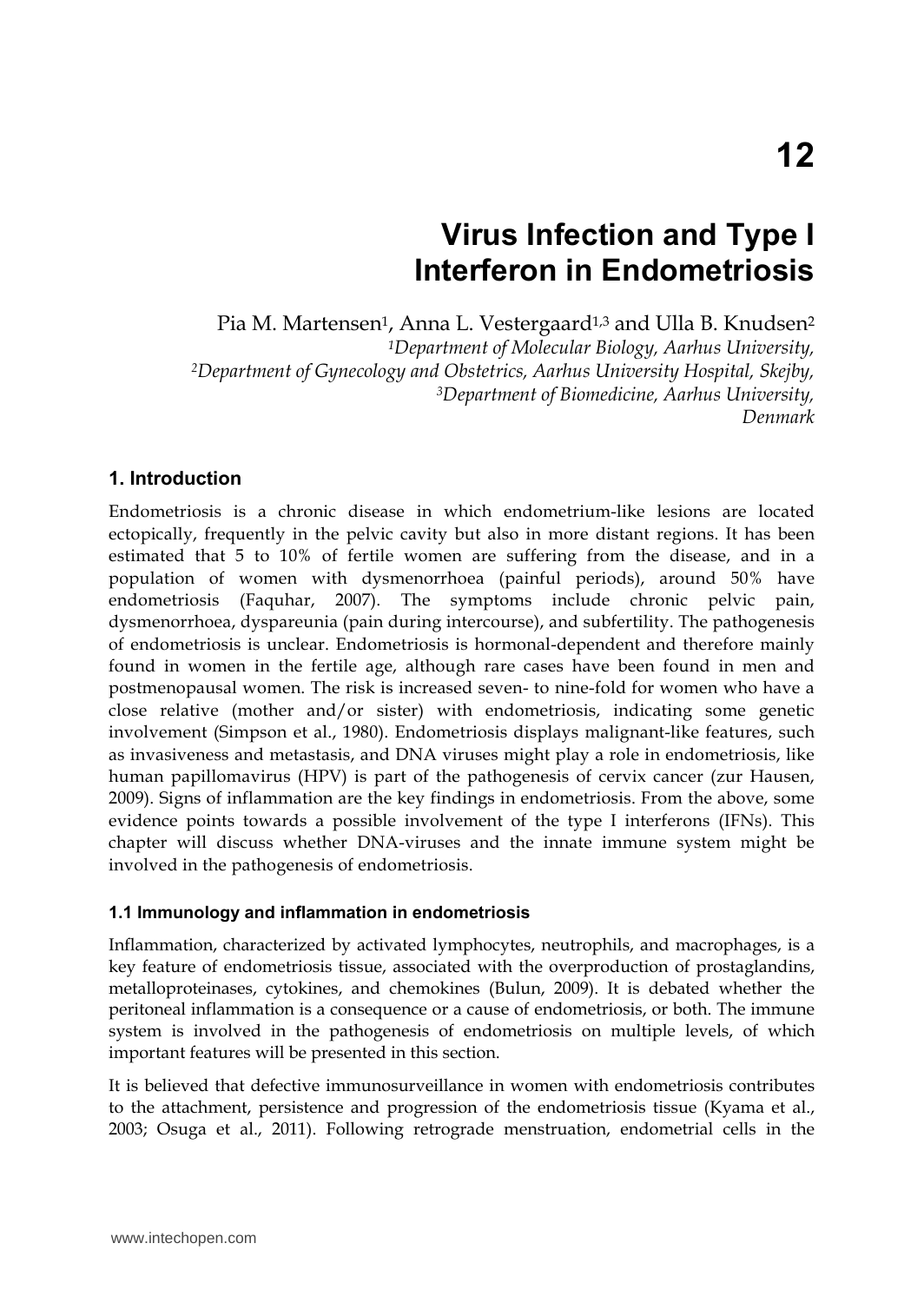# 12

# Virus Infection and Type I Interferon in Endometriosis

Pia M. Martensen[1], Anna L. Vestergaard[1,3] and Ulla B. Knudsen[2]

[1]*Department of Molecular Biology, Aarhus University,*
[2]*Department of Gynecology and Obstetrics, Aarhus University Hospital, Skejby,*
[3]*Department of Biomedicine, Aarhus University,*
*Denmark*

## 1. Introduction

Endometriosis is a chronic disease in which endometrium-like lesions are located ectopically, frequently in the pelvic cavity but also in more distant regions. It has been estimated that 5 to 10% of fertile women are suffering from the disease, and in a population of women with dysmenorrhoea (painful periods), around 50% have endometriosis (Faquhar, 2007). The symptoms include chronic pelvic pain, dysmenorrhoea, dyspareunia (pain during intercourse), and subfertility. The pathogenesis of endometriosis is unclear. Endometriosis is hormonal-dependent and therefore mainly found in women in the fertile age, although rare cases have been found in men and postmenopausal women. The risk is increased seven- to nine-fold for women who have a close relative (mother and/or sister) with endometriosis, indicating some genetic involvement (Simpson et al., 1980). Endometriosis displays malignant-like features, such as invasiveness and metastasis, and DNA viruses might play a role in endometriosis, like human papillomavirus (HPV) is part of the pathogenesis of cervix cancer (zur Hausen, 2009). Signs of inflammation are the key findings in endometriosis. From the above, some evidence points towards a possible involvement of the type I interferons (IFNs). This chapter will discuss whether DNA-viruses and the innate immune system might be involved in the pathogenesis of endometriosis.

### 1.1 Immunology and inflammation in endometriosis

Inflammation, characterized by activated lymphocytes, neutrophils, and macrophages, is a key feature of endometriosis tissue, associated with the overproduction of prostaglandins, metalloproteinases, cytokines, and chemokines (Bulun, 2009). It is debated whether the peritoneal inflammation is a consequence or a cause of endometriosis, or both. The immune system is involved in the pathogenesis of endometriosis on multiple levels, of which important features will be presented in this section.

It is believed that defective immunosurveillance in women with endometriosis contributes to the attachment, persistence and progression of the endometriosis tissue (Kyama et al., 2003; Osuga et al., 2011). Following retrograde menstruation, endometrial cells in the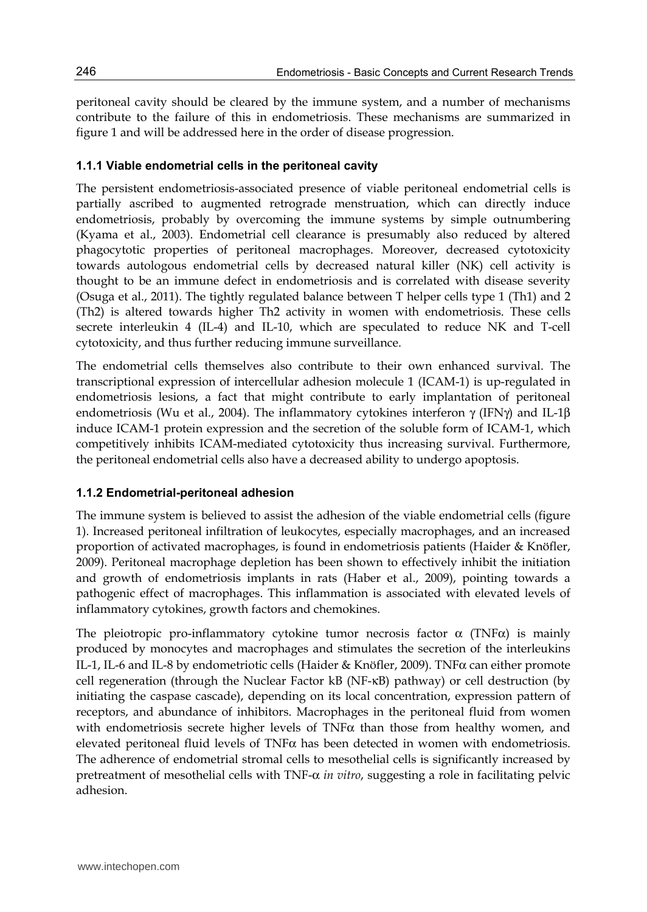peritoneal cavity should be cleared by the immune system, and a number of mechanisms contribute to the failure of this in endometriosis. These mechanisms are summarized in figure 1 and will be addressed here in the order of disease progression.

### 1.1.1 Viable endometrial cells in the peritoneal cavity

The persistent endometriosis-associated presence of viable peritoneal endometrial cells is partially ascribed to augmented retrograde menstruation, which can directly induce endometriosis, probably by overcoming the immune systems by simple outnumbering (Kyama et al., 2003). Endometrial cell clearance is presumably also reduced by altered phagocytotic properties of peritoneal macrophages. Moreover, decreased cytotoxicity towards autologous endometrial cells by decreased natural killer (NK) cell activity is thought to be an immune defect in endometriosis and is correlated with disease severity (Osuga et al., 2011). The tightly regulated balance between T helper cells type 1 (Th1) and 2 (Th2) is altered towards higher Th2 activity in women with endometriosis. These cells secrete interleukin 4 (IL-4) and IL-10, which are speculated to reduce NK and T-cell cytotoxicity, and thus further reducing immune surveillance.

The endometrial cells themselves also contribute to their own enhanced survival. The transcriptional expression of intercellular adhesion molecule 1 (ICAM-1) is up-regulated in endometriosis lesions, a fact that might contribute to early implantation of peritoneal endometriosis (Wu et al., 2004). The inflammatory cytokines interferon γ (IFNγ) and IL-1β induce ICAM-1 protein expression and the secretion of the soluble form of ICAM-1, which competitively inhibits ICAM-mediated cytotoxicity thus increasing survival. Furthermore, the peritoneal endometrial cells also have a decreased ability to undergo apoptosis.

### 1.1.2 Endometrial-peritoneal adhesion

The immune system is believed to assist the adhesion of the viable endometrial cells (figure 1). Increased peritoneal infiltration of leukocytes, especially macrophages, and an increased proportion of activated macrophages, is found in endometriosis patients (Haider & Knöfler, 2009). Peritoneal macrophage depletion has been shown to effectively inhibit the initiation and growth of endometriosis implants in rats (Haber et al., 2009), pointing towards a pathogenic effect of macrophages. This inflammation is associated with elevated levels of inflammatory cytokines, growth factors and chemokines.

The pleiotropic pro-inflammatory cytokine tumor necrosis factor α (TNFα) is mainly produced by monocytes and macrophages and stimulates the secretion of the interleukins IL-1, IL-6 and IL-8 by endometriotic cells (Haider & Knöfler, 2009). TNFα can either promote cell regeneration (through the Nuclear Factor kB (NF-κB) pathway) or cell destruction (by initiating the caspase cascade), depending on its local concentration, expression pattern of receptors, and abundance of inhibitors. Macrophages in the peritoneal fluid from women with endometriosis secrete higher levels of TNFα than those from healthy women, and elevated peritoneal fluid levels of TNFα has been detected in women with endometriosis. The adherence of endometrial stromal cells to mesothelial cells is significantly increased by pretreatment of mesothelial cells with TNF-α *in vitro*, suggesting a role in facilitating pelvic adhesion.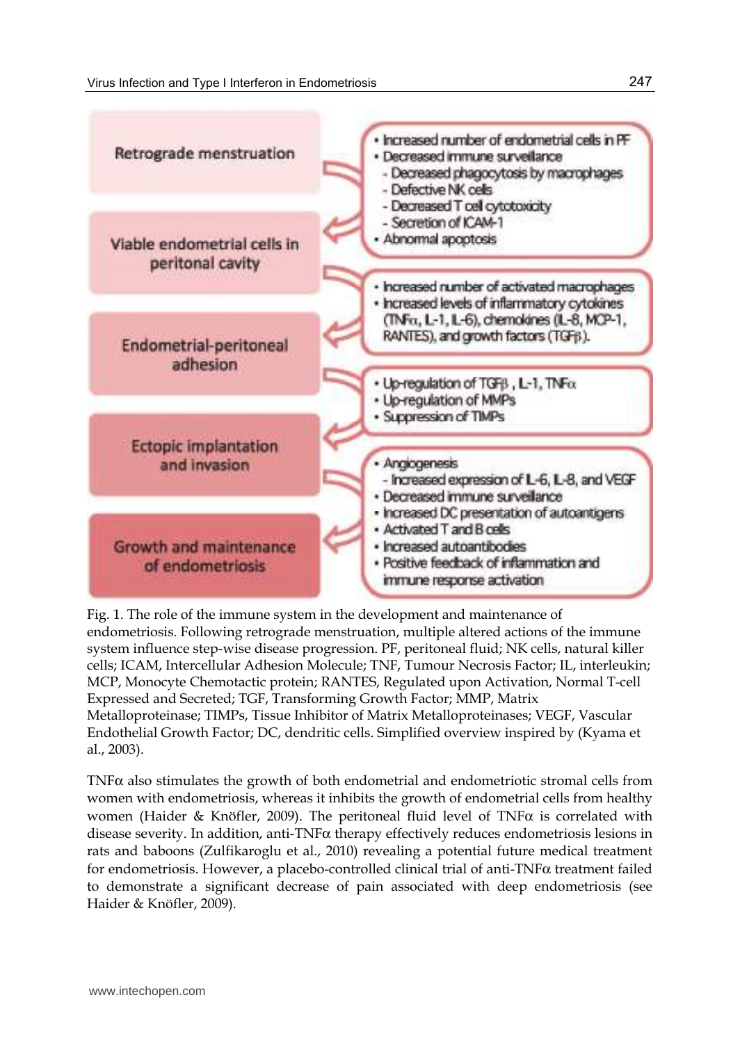Retrograde menstruation

- Increased number of endometrial cells in PF
- Decreased immune surveillance
  - Decreased phagocytosis by macrophages
  - Defective NK cells
  - Decreased T cell cytotoxicity
  - Secretion of ICAM-1
- Abnormal apoptosis

Viable endometrial cells in peritonal cavity

- Increased number of activated macrophages
- Increased levels of inflammatory cytokines (TNFα, IL-1, IL-6), chemokines (IL-8, MCP-1, RANTES), and growth factors (TGFβ).

Endometrial-peritoneal adhesion

- Up-regulation of TGFβ, IL-1, TNFα
- Up-regulation of MMPs
- Suppression of TIMPs

Ectopic implantation and invasion

- Angiogenesis
  - Increased expression of IL-6, IL-8, and VEGF
- Decreased immune surveillance
- Increased DC presentation of autoantigens
- Activated T and B cells
- Increased autoantibodies
- Positive feedback of inflammation and immune response activation

Growth and maintenance of endometriosis

Fig. 1. The role of the immune system in the development and maintenance of endometriosis. Following retrograde menstruation, multiple altered actions of the immune system influence step-wise disease progression. PF, peritoneal fluid; NK cells, natural killer cells; ICAM, Intercellular Adhesion Molecule; TNF, Tumour Necrosis Factor; IL, interleukin; MCP, Monocyte Chemotactic protein; RANTES, Regulated upon Activation, Normal T-cell Expressed and Secreted; TGF, Transforming Growth Factor; MMP, Matrix Metalloproteinase; TIMPs, Tissue Inhibitor of Matrix Metalloproteinases; VEGF, Vascular Endothelial Growth Factor; DC, dendritic cells. Simplified overview inspired by (Kyama et al., 2003).

TNFα also stimulates the growth of both endometrial and endometriotic stromal cells from women with endometriosis, whereas it inhibits the growth of endometrial cells from healthy women (Haider & Knöfler, 2009). The peritoneal fluid level of TNFα is correlated with disease severity. In addition, anti-TNFα therapy effectively reduces endometriosis lesions in rats and baboons (Zulfikaroglu et al., 2010) revealing a potential future medical treatment for endometriosis. However, a placebo-controlled clinical trial of anti-TNFα treatment failed to demonstrate a significant decrease of pain associated with deep endometriosis (see Haider & Knöfler, 2009).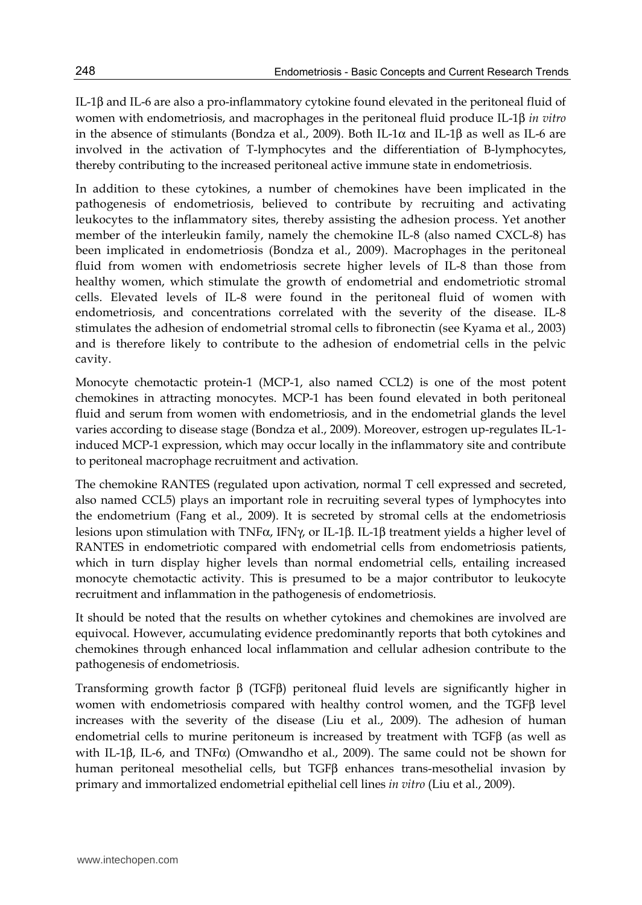IL-1β and IL-6 are also a pro-inflammatory cytokine found elevated in the peritoneal fluid of women with endometriosis, and macrophages in the peritoneal fluid produce IL-1β *in vitro* in the absence of stimulants (Bondza et al., 2009). Both IL-1α and IL-1β as well as IL-6 are involved in the activation of T-lymphocytes and the differentiation of B-lymphocytes, thereby contributing to the increased peritoneal active immune state in endometriosis.

In addition to these cytokines, a number of chemokines have been implicated in the pathogenesis of endometriosis, believed to contribute by recruiting and activating leukocytes to the inflammatory sites, thereby assisting the adhesion process. Yet another member of the interleukin family, namely the chemokine IL-8 (also named CXCL-8) has been implicated in endometriosis (Bondza et al., 2009). Macrophages in the peritoneal fluid from women with endometriosis secrete higher levels of IL-8 than those from healthy women, which stimulate the growth of endometrial and endometriotic stromal cells. Elevated levels of IL-8 were found in the peritoneal fluid of women with endometriosis, and concentrations correlated with the severity of the disease. IL-8 stimulates the adhesion of endometrial stromal cells to fibronectin (see Kyama et al., 2003) and is therefore likely to contribute to the adhesion of endometrial cells in the pelvic cavity.

Monocyte chemotactic protein-1 (MCP-1, also named CCL2) is one of the most potent chemokines in attracting monocytes. MCP-1 has been found elevated in both peritoneal fluid and serum from women with endometriosis, and in the endometrial glands the level varies according to disease stage (Bondza et al., 2009). Moreover, estrogen up-regulates IL-1-induced MCP-1 expression, which may occur locally in the inflammatory site and contribute to peritoneal macrophage recruitment and activation.

The chemokine RANTES (regulated upon activation, normal T cell expressed and secreted, also named CCL5) plays an important role in recruiting several types of lymphocytes into the endometrium (Fang et al., 2009). It is secreted by stromal cells at the endometriosis lesions upon stimulation with TNFα, IFNγ, or IL-1β. IL-1β treatment yields a higher level of RANTES in endometriotic compared with endometrial cells from endometriosis patients, which in turn display higher levels than normal endometrial cells, entailing increased monocyte chemotactic activity. This is presumed to be a major contributor to leukocyte recruitment and inflammation in the pathogenesis of endometriosis.

It should be noted that the results on whether cytokines and chemokines are involved are equivocal. However, accumulating evidence predominantly reports that both cytokines and chemokines through enhanced local inflammation and cellular adhesion contribute to the pathogenesis of endometriosis.

Transforming growth factor β (TGFβ) peritoneal fluid levels are significantly higher in women with endometriosis compared with healthy control women, and the TGFβ level increases with the severity of the disease (Liu et al., 2009). The adhesion of human endometrial cells to murine peritoneum is increased by treatment with TGFβ (as well as with IL-1β, IL-6, and TNFα) (Omwandho et al., 2009). The same could not be shown for human peritoneal mesothelial cells, but TGFβ enhances trans-mesothelial invasion by primary and immortalized endometrial epithelial cell lines *in vitro* (Liu et al., 2009).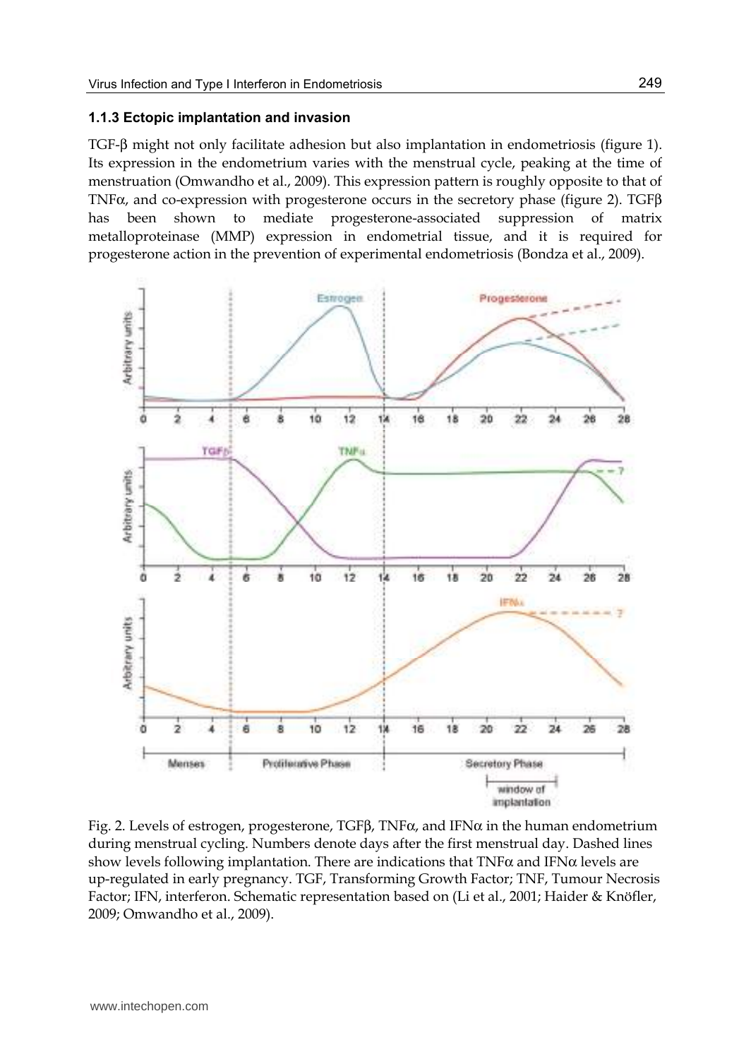### 1.1.3 Ectopic implantation and invasion

TGF-β might not only facilitate adhesion but also implantation in endometriosis (figure 1). Its expression in the endometrium varies with the menstrual cycle, peaking at the time of menstruation (Omwandho et al., 2009). This expression pattern is roughly opposite to that of TNFα, and co-expression with progesterone occurs in the secretory phase (figure 2). TGFβ has been shown to mediate progesterone-associated suppression of matrix metalloproteinase (MMP) expression in endometrial tissue, and it is required for progesterone action in the prevention of experimental endometriosis (Bondza et al., 2009).

Fig. 2. Levels of estrogen, progesterone, TGFβ, TNFα, and IFNα in the human endometrium during menstrual cycling. Numbers denote days after the first menstrual day. Dashed lines show levels following implantation. There are indications that TNFα and IFNα levels are up-regulated in early pregnancy. TGF, Transforming Growth Factor; TNF, Tumour Necrosis Factor; IFN, interferon. Schematic representation based on (Li et al., 2001; Haider & Knöfler, 2009; Omwandho et al., 2009).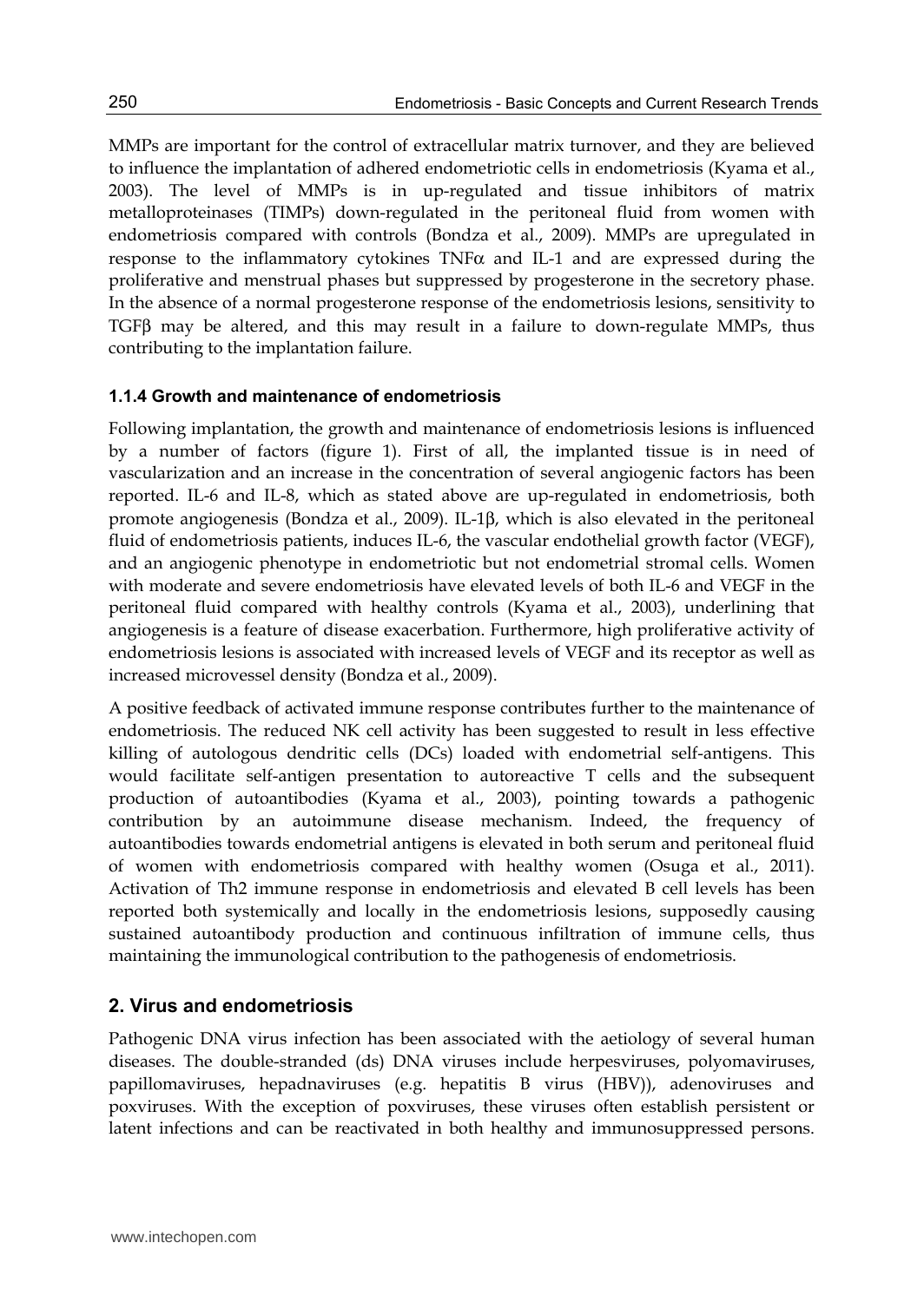MMPs are important for the control of extracellular matrix turnover, and they are believed to influence the implantation of adhered endometriotic cells in endometriosis (Kyama et al., 2003). The level of MMPs is in up-regulated and tissue inhibitors of matrix metalloproteinases (TIMPs) down-regulated in the peritoneal fluid from women with endometriosis compared with controls (Bondza et al., 2009). MMPs are upregulated in response to the inflammatory cytokines TNFα and IL-1 and are expressed during the proliferative and menstrual phases but suppressed by progesterone in the secretory phase. In the absence of a normal progesterone response of the endometriosis lesions, sensitivity to TGFβ may be altered, and this may result in a failure to down-regulate MMPs, thus contributing to the implantation failure.

### 1.1.4 Growth and maintenance of endometriosis

Following implantation, the growth and maintenance of endometriosis lesions is influenced by a number of factors (figure 1). First of all, the implanted tissue is in need of vascularization and an increase in the concentration of several angiogenic factors has been reported. IL-6 and IL-8, which as stated above are up-regulated in endometriosis, both promote angiogenesis (Bondza et al., 2009). IL-1β, which is also elevated in the peritoneal fluid of endometriosis patients, induces IL-6, the vascular endothelial growth factor (VEGF), and an angiogenic phenotype in endometriotic but not endometrial stromal cells. Women with moderate and severe endometriosis have elevated levels of both IL-6 and VEGF in the peritoneal fluid compared with healthy controls (Kyama et al., 2003), underlining that angiogenesis is a feature of disease exacerbation. Furthermore, high proliferative activity of endometriosis lesions is associated with increased levels of VEGF and its receptor as well as increased microvessel density (Bondza et al., 2009).

A positive feedback of activated immune response contributes further to the maintenance of endometriosis. The reduced NK cell activity has been suggested to result in less effective killing of autologous dendritic cells (DCs) loaded with endometrial self-antigens. This would facilitate self-antigen presentation to autoreactive T cells and the subsequent production of autoantibodies (Kyama et al., 2003), pointing towards a pathogenic contribution by an autoimmune disease mechanism. Indeed, the frequency of autoantibodies towards endometrial antigens is elevated in both serum and peritoneal fluid of women with endometriosis compared with healthy women (Osuga et al., 2011). Activation of Th2 immune response in endometriosis and elevated B cell levels has been reported both systemically and locally in the endometriosis lesions, supposedly causing sustained autoantibody production and continuous infiltration of immune cells, thus maintaining the immunological contribution to the pathogenesis of endometriosis.

## 2. Virus and endometriosis

Pathogenic DNA virus infection has been associated with the aetiology of several human diseases. The double-stranded (ds) DNA viruses include herpesviruses, polyomaviruses, papillomaviruses, hepadnaviruses (e.g. hepatitis B virus (HBV)), adenoviruses and poxviruses. With the exception of poxviruses, these viruses often establish persistent or latent infections and can be reactivated in both healthy and immunosuppressed persons.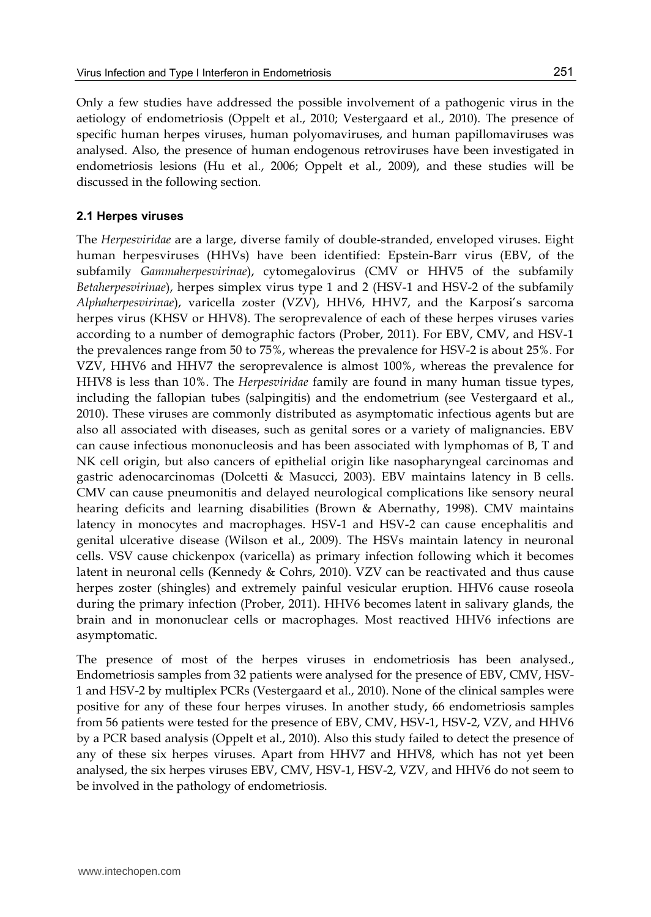Only a few studies have addressed the possible involvement of a pathogenic virus in the aetiology of endometriosis (Oppelt et al., 2010; Vestergaard et al., 2010). The presence of specific human herpes viruses, human polyomaviruses, and human papillomaviruses was analysed. Also, the presence of human endogenous retroviruses have been investigated in endometriosis lesions (Hu et al., 2006; Oppelt et al., 2009), and these studies will be discussed in the following section.

### 2.1 Herpes viruses

The *Herpesviridae* are a large, diverse family of double-stranded, enveloped viruses. Eight human herpesviruses (HHVs) have been identified: Epstein-Barr virus (EBV, of the subfamily *Gammaherpesvirinae*), cytomegalovirus (CMV or HHV5 of the subfamily *Betaherpesvirinae*), herpes simplex virus type 1 and 2 (HSV-1 and HSV-2 of the subfamily *Alphaherpesvirinae*), varicella zoster (VZV), HHV6, HHV7, and the Karposi's sarcoma herpes virus (KHSV or HHV8). The seroprevalence of each of these herpes viruses varies according to a number of demographic factors (Prober, 2011). For EBV, CMV, and HSV-1 the prevalences range from 50 to 75%, whereas the prevalence for HSV-2 is about 25%. For VZV, HHV6 and HHV7 the seroprevalence is almost 100%, whereas the prevalence for HHV8 is less than 10%. The *Herpesviridae* family are found in many human tissue types, including the fallopian tubes (salpingitis) and the endometrium (see Vestergaard et al., 2010). These viruses are commonly distributed as asymptomatic infectious agents but are also all associated with diseases, such as genital sores or a variety of malignancies. EBV can cause infectious mononucleosis and has been associated with lymphomas of B, T and NK cell origin, but also cancers of epithelial origin like nasopharyngeal carcinomas and gastric adenocarcinomas (Dolcetti & Masucci, 2003). EBV maintains latency in B cells. CMV can cause pneumonitis and delayed neurological complications like sensory neural hearing deficits and learning disabilities (Brown & Abernathy, 1998). CMV maintains latency in monocytes and macrophages. HSV-1 and HSV-2 can cause encephalitis and genital ulcerative disease (Wilson et al., 2009). The HSVs maintain latency in neuronal cells. VSV cause chickenpox (varicella) as primary infection following which it becomes latent in neuronal cells (Kennedy & Cohrs, 2010). VZV can be reactivated and thus cause herpes zoster (shingles) and extremely painful vesicular eruption. HHV6 cause roseola during the primary infection (Prober, 2011). HHV6 becomes latent in salivary glands, the brain and in mononuclear cells or macrophages. Most reactived HHV6 infections are asymptomatic.

The presence of most of the herpes viruses in endometriosis has been analysed., Endometriosis samples from 32 patients were analysed for the presence of EBV, CMV, HSV-1 and HSV-2 by multiplex PCRs (Vestergaard et al., 2010). None of the clinical samples were positive for any of these four herpes viruses. In another study, 66 endometriosis samples from 56 patients were tested for the presence of EBV, CMV, HSV-1, HSV-2, VZV, and HHV6 by a PCR based analysis (Oppelt et al., 2010). Also this study failed to detect the presence of any of these six herpes viruses. Apart from HHV7 and HHV8, which has not yet been analysed, the six herpes viruses EBV, CMV, HSV-1, HSV-2, VZV, and HHV6 do not seem to be involved in the pathology of endometriosis.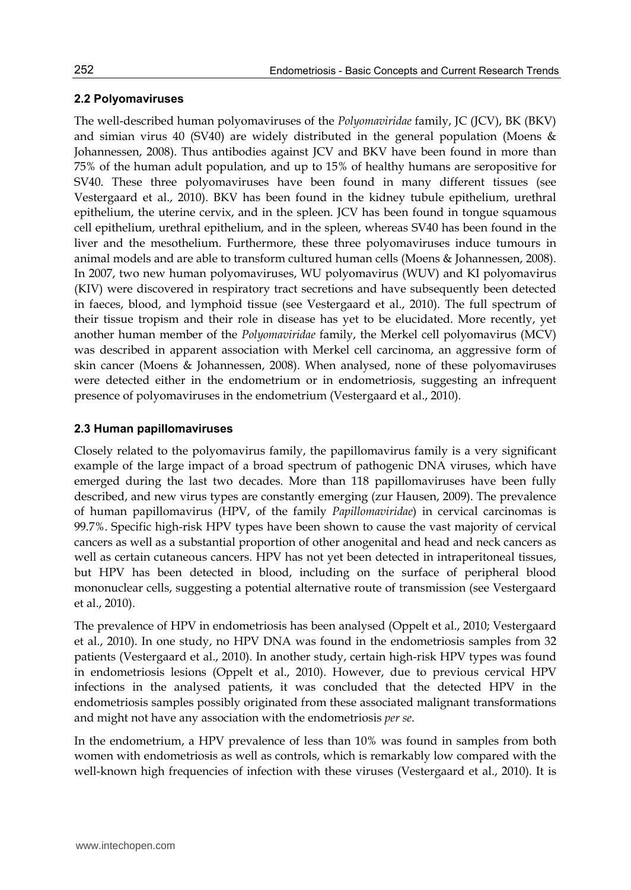## 2.2 Polyomaviruses

The well-described human polyomaviruses of the *Polyomaviridae* family, JC (JCV), BK (BKV) and simian virus 40 (SV40) are widely distributed in the general population (Moens & Johannessen, 2008). Thus antibodies against JCV and BKV have been found in more than 75% of the human adult population, and up to 15% of healthy humans are seropositive for SV40. These three polyomaviruses have been found in many different tissues (see Vestergaard et al., 2010). BKV has been found in the kidney tubule epithelium, urethral epithelium, the uterine cervix, and in the spleen. JCV has been found in tongue squamous cell epithelium, urethral epithelium, and in the spleen, whereas SV40 has been found in the liver and the mesothelium. Furthermore, these three polyomaviruses induce tumours in animal models and are able to transform cultured human cells (Moens & Johannessen, 2008). In 2007, two new human polyomaviruses, WU polyomavirus (WUV) and KI polyomavirus (KIV) were discovered in respiratory tract secretions and have subsequently been detected in faeces, blood, and lymphoid tissue (see Vestergaard et al., 2010). The full spectrum of their tissue tropism and their role in disease has yet to be elucidated. More recently, yet another human member of the *Polyomaviridae* family, the Merkel cell polyomavirus (MCV) was described in apparent association with Merkel cell carcinoma, an aggressive form of skin cancer (Moens & Johannessen, 2008). When analysed, none of these polyomaviruses were detected either in the endometrium or in endometriosis, suggesting an infrequent presence of polyomaviruses in the endometrium (Vestergaard et al., 2010).

## 2.3 Human papillomaviruses

Closely related to the polyomavirus family, the papillomavirus family is a very significant example of the large impact of a broad spectrum of pathogenic DNA viruses, which have emerged during the last two decades. More than 118 papillomaviruses have been fully described, and new virus types are constantly emerging (zur Hausen, 2009). The prevalence of human papillomavirus (HPV, of the family *Papillomaviridae*) in cervical carcinomas is 99.7%. Specific high-risk HPV types have been shown to cause the vast majority of cervical cancers as well as a substantial proportion of other anogenital and head and neck cancers as well as certain cutaneous cancers. HPV has not yet been detected in intraperitoneal tissues, but HPV has been detected in blood, including on the surface of peripheral blood mononuclear cells, suggesting a potential alternative route of transmission (see Vestergaard et al., 2010).

The prevalence of HPV in endometriosis has been analysed (Oppelt et al., 2010; Vestergaard et al., 2010). In one study, no HPV DNA was found in the endometriosis samples from 32 patients (Vestergaard et al., 2010). In another study, certain high-risk HPV types was found in endometriosis lesions (Oppelt et al., 2010). However, due to previous cervical HPV infections in the analysed patients, it was concluded that the detected HPV in the endometriosis samples possibly originated from these associated malignant transformations and might not have any association with the endometriosis *per se*.

In the endometrium, a HPV prevalence of less than 10% was found in samples from both women with endometriosis as well as controls, which is remarkably low compared with the well-known high frequencies of infection with these viruses (Vestergaard et al., 2010). It is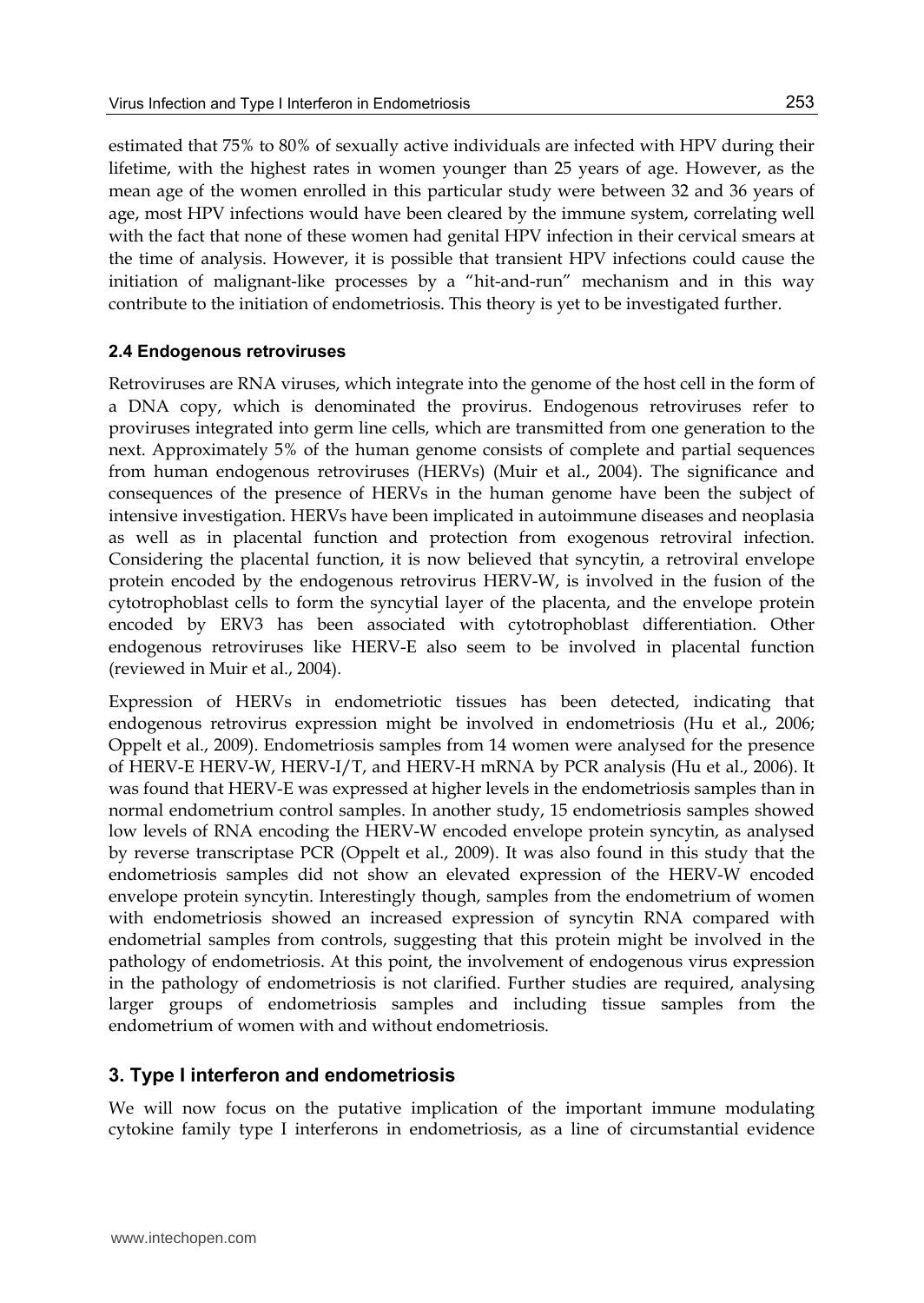estimated that 75% to 80% of sexually active individuals are infected with HPV during their lifetime, with the highest rates in women younger than 25 years of age. However, as the mean age of the women enrolled in this particular study were between 32 and 36 years of age, most HPV infections would have been cleared by the immune system, correlating well with the fact that none of these women had genital HPV infection in their cervical smears at the time of analysis. However, it is possible that transient HPV infections could cause the initiation of malignant-like processes by a "hit-and-run" mechanism and in this way contribute to the initiation of endometriosis. This theory is yet to be investigated further.

### 2.4 Endogenous retroviruses

Retroviruses are RNA viruses, which integrate into the genome of the host cell in the form of a DNA copy, which is denominated the provirus. Endogenous retroviruses refer to proviruses integrated into germ line cells, which are transmitted from one generation to the next. Approximately 5% of the human genome consists of complete and partial sequences from human endogenous retroviruses (HERVs) (Muir et al., 2004). The significance and consequences of the presence of HERVs in the human genome have been the subject of intensive investigation. HERVs have been implicated in autoimmune diseases and neoplasia as well as in placental function and protection from exogenous retroviral infection. Considering the placental function, it is now believed that syncytin, a retroviral envelope protein encoded by the endogenous retrovirus HERV-W, is involved in the fusion of the cytotrophoblast cells to form the syncytial layer of the placenta, and the envelope protein encoded by ERV3 has been associated with cytotrophoblast differentiation. Other endogenous retroviruses like HERV-E also seem to be involved in placental function (reviewed in Muir et al., 2004).

Expression of HERVs in endometriotic tissues has been detected, indicating that endogenous retrovirus expression might be involved in endometriosis (Hu et al., 2006; Oppelt et al., 2009). Endometriosis samples from 14 women were analysed for the presence of HERV-E HERV-W, HERV-I/T, and HERV-H mRNA by PCR analysis (Hu et al., 2006). It was found that HERV-E was expressed at higher levels in the endometriosis samples than in normal endometrium control samples. In another study, 15 endometriosis samples showed low levels of RNA encoding the HERV-W encoded envelope protein syncytin, as analysed by reverse transcriptase PCR (Oppelt et al., 2009). It was also found in this study that the endometriosis samples did not show an elevated expression of the HERV-W encoded envelope protein syncytin. Interestingly though, samples from the endometrium of women with endometriosis showed an increased expression of syncytin RNA compared with endometrial samples from controls, suggesting that this protein might be involved in the pathology of endometriosis. At this point, the involvement of endogenous virus expression in the pathology of endometriosis is not clarified. Further studies are required, analysing larger groups of endometriosis samples and including tissue samples from the endometrium of women with and without endometriosis.

## 3. Type I interferon and endometriosis

We will now focus on the putative implication of the important immune modulating cytokine family type I interferons in endometriosis, as a line of circumstantial evidence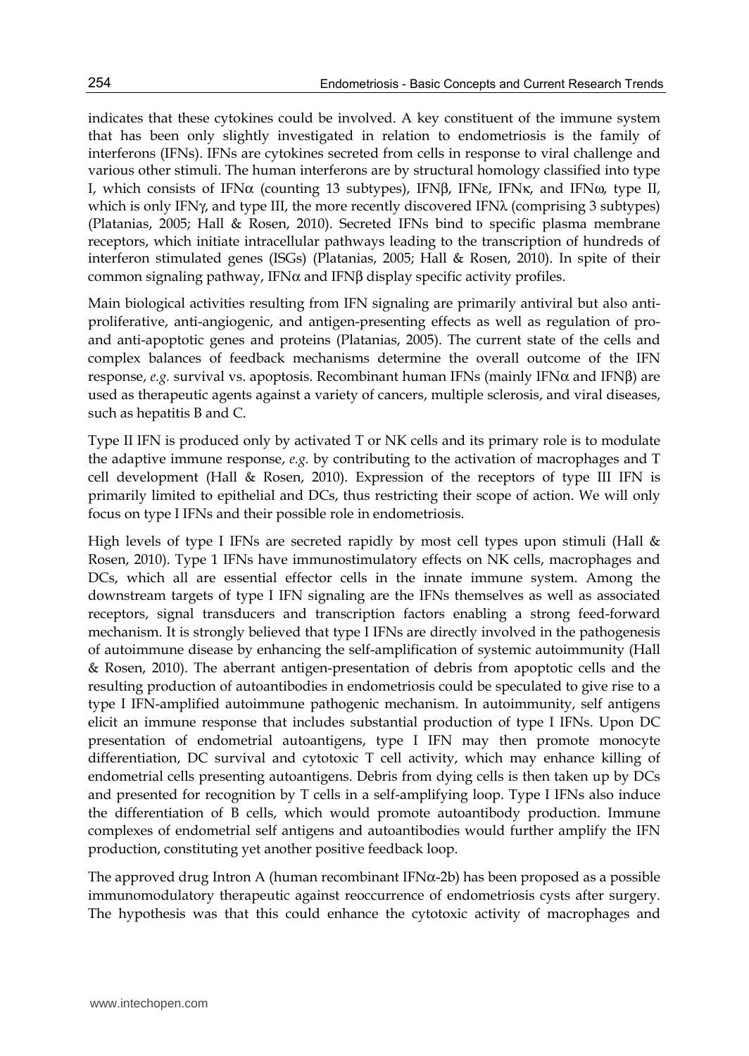indicates that these cytokines could be involved. A key constituent of the immune system that has been only slightly investigated in relation to endometriosis is the family of interferons (IFNs). IFNs are cytokines secreted from cells in response to viral challenge and various other stimuli. The human interferons are by structural homology classified into type I, which consists of IFN$\alpha$ (counting 13 subtypes), IFN$\beta$, IFN$\varepsilon$, IFN$\kappa$, and IFN$\omega$, type II, which is only IFN$\gamma$, and type III, the more recently discovered IFN$\lambda$ (comprising 3 subtypes) (Platanias, 2005; Hall & Rosen, 2010). Secreted IFNs bind to specific plasma membrane receptors, which initiate intracellular pathways leading to the transcription of hundreds of interferon stimulated genes (ISGs) (Platanias, 2005; Hall & Rosen, 2010). In spite of their common signaling pathway, IFN$\alpha$ and IFN$\beta$ display specific activity profiles.

Main biological activities resulting from IFN signaling are primarily antiviral but also anti-proliferative, anti-angiogenic, and antigen-presenting effects as well as regulation of pro- and anti-apoptotic genes and proteins (Platanias, 2005). The current state of the cells and complex balances of feedback mechanisms determine the overall outcome of the IFN response, *e.g.* survival vs. apoptosis. Recombinant human IFNs (mainly IFN$\alpha$ and IFN$\beta$) are used as therapeutic agents against a variety of cancers, multiple sclerosis, and viral diseases, such as hepatitis B and C.

Type II IFN is produced only by activated T or NK cells and its primary role is to modulate the adaptive immune response, *e.g.* by contributing to the activation of macrophages and T cell development (Hall & Rosen, 2010). Expression of the receptors of type III IFN is primarily limited to epithelial and DCs, thus restricting their scope of action. We will only focus on type I IFNs and their possible role in endometriosis.

High levels of type I IFNs are secreted rapidly by most cell types upon stimuli (Hall & Rosen, 2010). Type 1 IFNs have immunostimulatory effects on NK cells, macrophages and DCs, which all are essential effector cells in the innate immune system. Among the downstream targets of type I IFN signaling are the IFNs themselves as well as associated receptors, signal transducers and transcription factors enabling a strong feed-forward mechanism. It is strongly believed that type I IFNs are directly involved in the pathogenesis of autoimmune disease by enhancing the self-amplification of systemic autoimmunity (Hall & Rosen, 2010). The aberrant antigen-presentation of debris from apoptotic cells and the resulting production of autoantibodies in endometriosis could be speculated to give rise to a type I IFN-amplified autoimmune pathogenic mechanism. In autoimmunity, self antigens elicit an immune response that includes substantial production of type I IFNs. Upon DC presentation of endometrial autoantigens, type I IFN may then promote monocyte differentiation, DC survival and cytotoxic T cell activity, which may enhance killing of endometrial cells presenting autoantigens. Debris from dying cells is then taken up by DCs and presented for recognition by T cells in a self-amplifying loop. Type I IFNs also induce the differentiation of B cells, which would promote autoantibody production. Immune complexes of endometrial self antigens and autoantibodies would further amplify the IFN production, constituting yet another positive feedback loop.

The approved drug Intron A (human recombinant IFN$\alpha$-2b) has been proposed as a possible immunomodulatory therapeutic against reoccurrence of endometriosis cysts after surgery. The hypothesis was that this could enhance the cytotoxic activity of macrophages and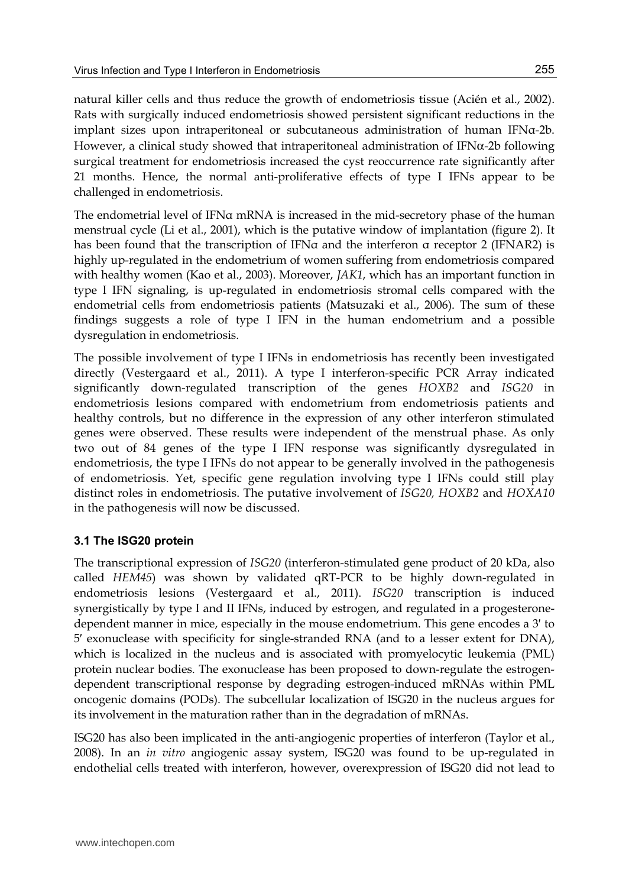natural killer cells and thus reduce the growth of endometriosis tissue (Acién et al., 2002). Rats with surgically induced endometriosis showed persistent significant reductions in the implant sizes upon intraperitoneal or subcutaneous administration of human IFNα-2b. However, a clinical study showed that intraperitoneal administration of IFNα-2b following surgical treatment for endometriosis increased the cyst reoccurrence rate significantly after 21 months. Hence, the normal anti-proliferative effects of type I IFNs appear to be challenged in endometriosis.

The endometrial level of IFNα mRNA is increased in the mid-secretory phase of the human menstrual cycle (Li et al., 2001), which is the putative window of implantation (figure 2). It has been found that the transcription of IFNα and the interferon α receptor 2 (IFNAR2) is highly up-regulated in the endometrium of women suffering from endometriosis compared with healthy women (Kao et al., 2003). Moreover, *JAK1*, which has an important function in type I IFN signaling, is up-regulated in endometriosis stromal cells compared with the endometrial cells from endometriosis patients (Matsuzaki et al., 2006). The sum of these findings suggests a role of type I IFN in the human endometrium and a possible dysregulation in endometriosis.

The possible involvement of type I IFNs in endometriosis has recently been investigated directly (Vestergaard et al., 2011). A type I interferon-specific PCR Array indicated significantly down-regulated transcription of the genes *HOXB2* and *ISG20* in endometriosis lesions compared with endometrium from endometriosis patients and healthy controls, but no difference in the expression of any other interferon stimulated genes were observed. These results were independent of the menstrual phase. As only two out of 84 genes of the type I IFN response was significantly dysregulated in endometriosis, the type I IFNs do not appear to be generally involved in the pathogenesis of endometriosis. Yet, specific gene regulation involving type I IFNs could still play distinct roles in endometriosis. The putative involvement of *ISG20, HOXB2* and *HOXA10* in the pathogenesis will now be discussed.

### 3.1 The ISG20 protein

The transcriptional expression of *ISG20* (interferon-stimulated gene product of 20 kDa, also called *HEM45*) was shown by validated qRT-PCR to be highly down-regulated in endometriosis lesions (Vestergaard et al., 2011). *ISG20* transcription is induced synergistically by type I and II IFNs, induced by estrogen, and regulated in a progesterone-dependent manner in mice, especially in the mouse endometrium. This gene encodes a 3′ to 5′ exonuclease with specificity for single-stranded RNA (and to a lesser extent for DNA), which is localized in the nucleus and is associated with promyelocytic leukemia (PML) protein nuclear bodies. The exonuclease has been proposed to down-regulate the estrogen-dependent transcriptional response by degrading estrogen-induced mRNAs within PML oncogenic domains (PODs). The subcellular localization of ISG20 in the nucleus argues for its involvement in the maturation rather than in the degradation of mRNAs.

ISG20 has also been implicated in the anti-angiogenic properties of interferon (Taylor et al., 2008). In an *in vitro* angiogenic assay system, ISG20 was found to be up-regulated in endothelial cells treated with interferon, however, overexpression of ISG20 did not lead to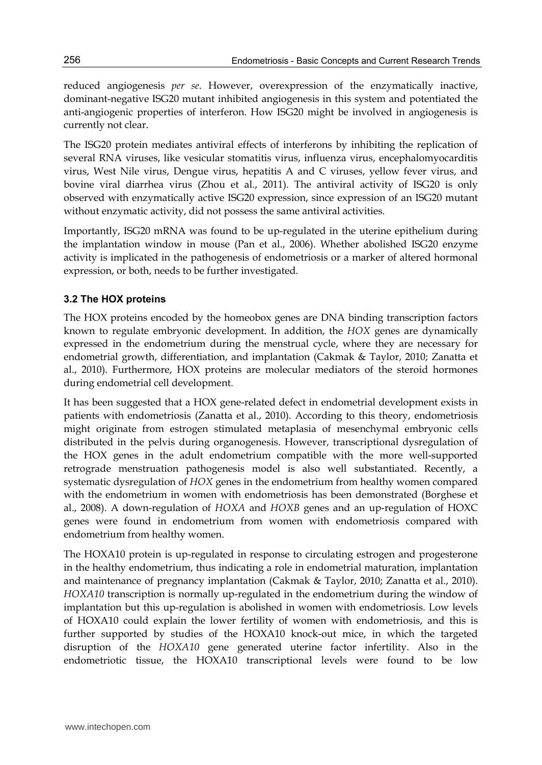reduced angiogenesis *per se*. However, overexpression of the enzymatically inactive, dominant-negative ISG20 mutant inhibited angiogenesis in this system and potentiated the anti-angiogenic properties of interferon. How ISG20 might be involved in angiogenesis is currently not clear.

The ISG20 protein mediates antiviral effects of interferons by inhibiting the replication of several RNA viruses, like vesicular stomatitis virus, influenza virus, encephalomyocarditis virus, West Nile virus, Dengue virus, hepatitis A and C viruses, yellow fever virus, and bovine viral diarrhea virus (Zhou et al., 2011). The antiviral activity of ISG20 is only observed with enzymatically active ISG20 expression, since expression of an ISG20 mutant without enzymatic activity, did not possess the same antiviral activities.

Importantly, ISG20 mRNA was found to be up-regulated in the uterine epithelium during the implantation window in mouse (Pan et al., 2006). Whether abolished ISG20 enzyme activity is implicated in the pathogenesis of endometriosis or a marker of altered hormonal expression, or both, needs to be further investigated.

### 3.2 The HOX proteins

The HOX proteins encoded by the homeobox genes are DNA binding transcription factors known to regulate embryonic development. In addition, the *HOX* genes are dynamically expressed in the endometrium during the menstrual cycle, where they are necessary for endometrial growth, differentiation, and implantation (Cakmak & Taylor, 2010; Zanatta et al., 2010). Furthermore, HOX proteins are molecular mediators of the steroid hormones during endometrial cell development.

It has been suggested that a HOX gene-related defect in endometrial development exists in patients with endometriosis (Zanatta et al., 2010). According to this theory, endometriosis might originate from estrogen stimulated metaplasia of mesenchymal embryonic cells distributed in the pelvis during organogenesis. However, transcriptional dysregulation of the HOX genes in the adult endometrium compatible with the more well-supported retrograde menstruation pathogenesis model is also well substantiated. Recently, a systematic dysregulation of *HOX* genes in the endometrium from healthy women compared with the endometrium in women with endometriosis has been demonstrated (Borghese et al., 2008). A down-regulation of *HOXA* and *HOXB* genes and an up-regulation of HOXC genes were found in endometrium from women with endometriosis compared with endometrium from healthy women.

The HOXA10 protein is up-regulated in response to circulating estrogen and progesterone in the healthy endometrium, thus indicating a role in endometrial maturation, implantation and maintenance of pregnancy implantation (Cakmak & Taylor, 2010; Zanatta et al., 2010). *HOXA10* transcription is normally up-regulated in the endometrium during the window of implantation but this up-regulation is abolished in women with endometriosis. Low levels of HOXA10 could explain the lower fertility of women with endometriosis, and this is further supported by studies of the HOXA10 knock-out mice, in which the targeted disruption of the *HOXA10* gene generated uterine factor infertility. Also in the endometriotic tissue, the HOXA10 transcriptional levels were found to be low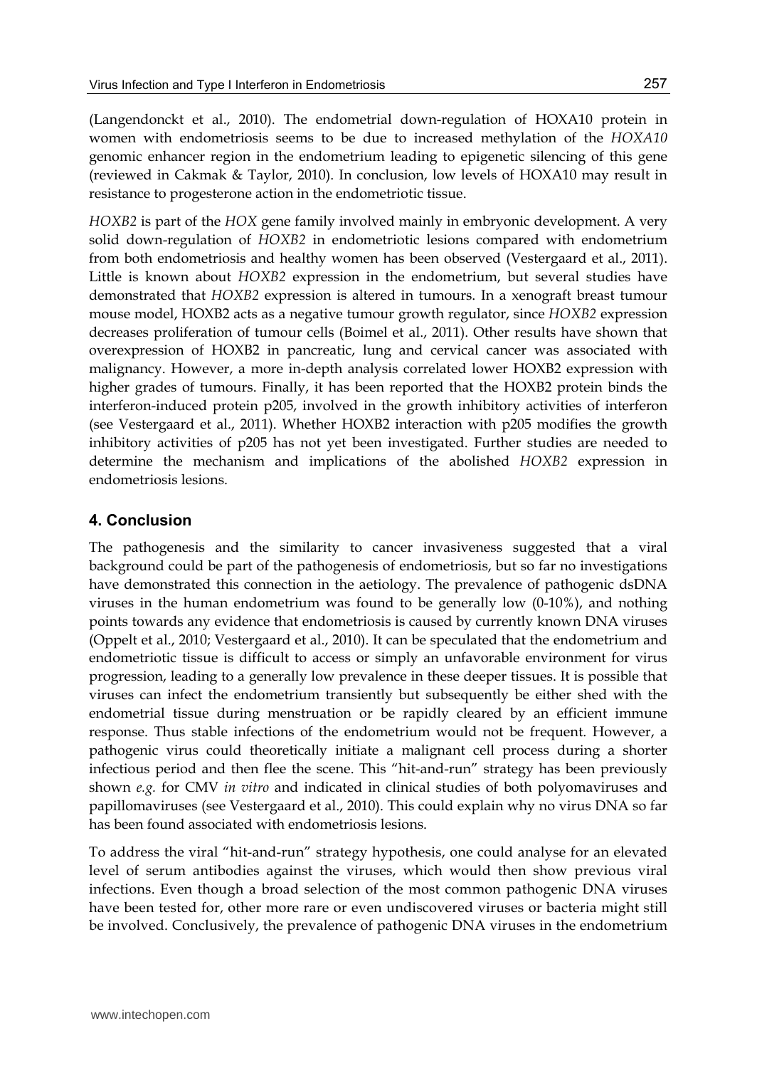(Langendonckt et al., 2010). The endometrial down-regulation of HOXA10 protein in women with endometriosis seems to be due to increased methylation of the *HOXA10* genomic enhancer region in the endometrium leading to epigenetic silencing of this gene (reviewed in Cakmak & Taylor, 2010). In conclusion, low levels of HOXA10 may result in resistance to progesterone action in the endometriotic tissue.

*HOXB2* is part of the *HOX* gene family involved mainly in embryonic development. A very solid down-regulation of *HOXB2* in endometriotic lesions compared with endometrium from both endometriosis and healthy women has been observed (Vestergaard et al., 2011). Little is known about *HOXB2* expression in the endometrium, but several studies have demonstrated that *HOXB2* expression is altered in tumours. In a xenograft breast tumour mouse model, HOXB2 acts as a negative tumour growth regulator, since *HOXB2* expression decreases proliferation of tumour cells (Boimel et al., 2011). Other results have shown that overexpression of HOXB2 in pancreatic, lung and cervical cancer was associated with malignancy. However, a more in-depth analysis correlated lower HOXB2 expression with higher grades of tumours. Finally, it has been reported that the HOXB2 protein binds the interferon-induced protein p205, involved in the growth inhibitory activities of interferon (see Vestergaard et al., 2011). Whether HOXB2 interaction with p205 modifies the growth inhibitory activities of p205 has not yet been investigated. Further studies are needed to determine the mechanism and implications of the abolished *HOXB2* expression in endometriosis lesions.

## 4. Conclusion

The pathogenesis and the similarity to cancer invasiveness suggested that a viral background could be part of the pathogenesis of endometriosis, but so far no investigations have demonstrated this connection in the aetiology. The prevalence of pathogenic dsDNA viruses in the human endometrium was found to be generally low (0-10%), and nothing points towards any evidence that endometriosis is caused by currently known DNA viruses (Oppelt et al., 2010; Vestergaard et al., 2010). It can be speculated that the endometrium and endometriotic tissue is difficult to access or simply an unfavorable environment for virus progression, leading to a generally low prevalence in these deeper tissues. It is possible that viruses can infect the endometrium transiently but subsequently be either shed with the endometrial tissue during menstruation or be rapidly cleared by an efficient immune response. Thus stable infections of the endometrium would not be frequent. However, a pathogenic virus could theoretically initiate a malignant cell process during a shorter infectious period and then flee the scene. This "hit-and-run" strategy has been previously shown *e.g.* for CMV *in vitro* and indicated in clinical studies of both polyomaviruses and papillomaviruses (see Vestergaard et al., 2010). This could explain why no virus DNA so far has been found associated with endometriosis lesions.

To address the viral "hit-and-run" strategy hypothesis, one could analyse for an elevated level of serum antibodies against the viruses, which would then show previous viral infections. Even though a broad selection of the most common pathogenic DNA viruses have been tested for, other more rare or even undiscovered viruses or bacteria might still be involved. Conclusively, the prevalence of pathogenic DNA viruses in the endometrium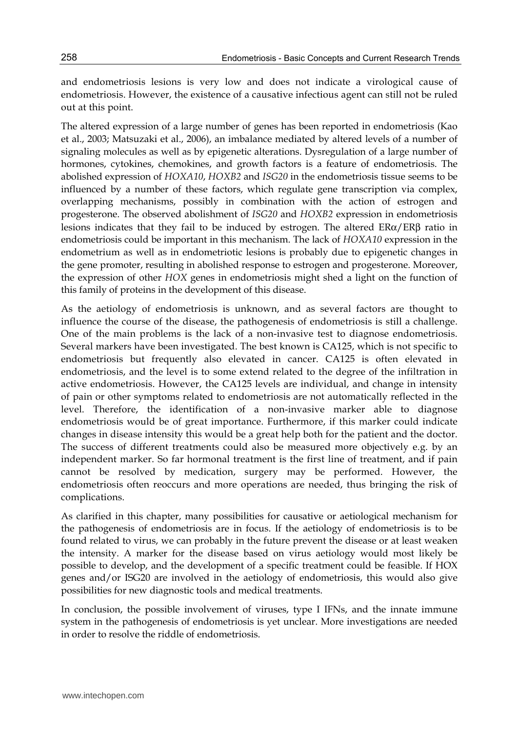and endometriosis lesions is very low and does not indicate a virological cause of endometriosis. However, the existence of a causative infectious agent can still not be ruled out at this point.

The altered expression of a large number of genes has been reported in endometriosis (Kao et al., 2003; Matsuzaki et al., 2006), an imbalance mediated by altered levels of a number of signaling molecules as well as by epigenetic alterations. Dysregulation of a large number of hormones, cytokines, chemokines, and growth factors is a feature of endometriosis. The abolished expression of *HOXA10*, *HOXB2* and *ISG20* in the endometriosis tissue seems to be influenced by a number of these factors, which regulate gene transcription via complex, overlapping mechanisms, possibly in combination with the action of estrogen and progesterone. The observed abolishment of *ISG20* and *HOXB2* expression in endometriosis lesions indicates that they fail to be induced by estrogen. The altered ERα/ERβ ratio in endometriosis could be important in this mechanism. The lack of *HOXA10* expression in the endometrium as well as in endometriotic lesions is probably due to epigenetic changes in the gene promoter, resulting in abolished response to estrogen and progesterone. Moreover, the expression of other *HOX* genes in endometriosis might shed a light on the function of this family of proteins in the development of this disease.

As the aetiology of endometriosis is unknown, and as several factors are thought to influence the course of the disease, the pathogenesis of endometriosis is still a challenge. One of the main problems is the lack of a non-invasive test to diagnose endometriosis. Several markers have been investigated. The best known is CA125, which is not specific to endometriosis but frequently also elevated in cancer. CA125 is often elevated in endometriosis, and the level is to some extend related to the degree of the infiltration in active endometriosis. However, the CA125 levels are individual, and change in intensity of pain or other symptoms related to endometriosis are not automatically reflected in the level. Therefore, the identification of a non-invasive marker able to diagnose endometriosis would be of great importance. Furthermore, if this marker could indicate changes in disease intensity this would be a great help both for the patient and the doctor. The success of different treatments could also be measured more objectively e.g. by an independent marker. So far hormonal treatment is the first line of treatment, and if pain cannot be resolved by medication, surgery may be performed. However, the endometriosis often reoccurs and more operations are needed, thus bringing the risk of complications.

As clarified in this chapter, many possibilities for causative or aetiological mechanism for the pathogenesis of endometriosis are in focus. If the aetiology of endometriosis is to be found related to virus, we can probably in the future prevent the disease or at least weaken the intensity. A marker for the disease based on virus aetiology would most likely be possible to develop, and the development of a specific treatment could be feasible. If HOX genes and/or ISG20 are involved in the aetiology of endometriosis, this would also give possibilities for new diagnostic tools and medical treatments.

In conclusion, the possible involvement of viruses, type I IFNs, and the innate immune system in the pathogenesis of endometriosis is yet unclear. More investigations are needed in order to resolve the riddle of endometriosis.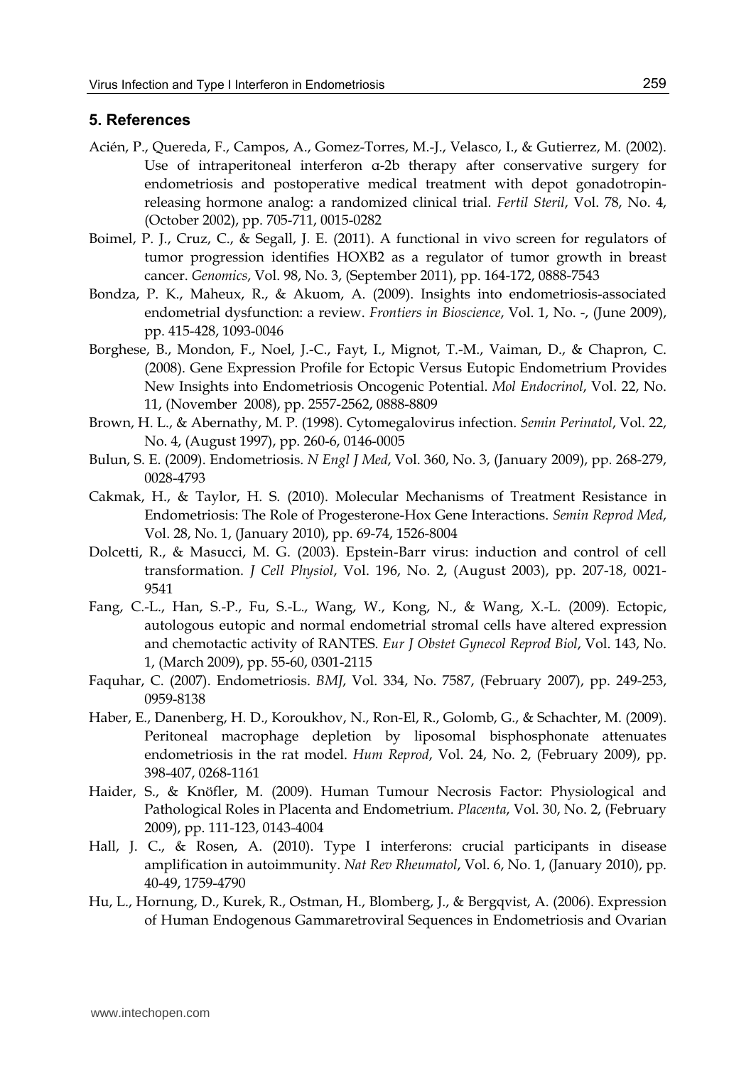## 5. References

Acién, P., Quereda, F., Campos, A., Gomez-Torres, M.-J., Velasco, I., & Gutierrez, M. (2002). Use of intraperitoneal interferon α-2b therapy after conservative surgery for endometriosis and postoperative medical treatment with depot gonadotropin-releasing hormone analog: a randomized clinical trial. *Fertil Steril*, Vol. 78, No. 4, (October 2002), pp. 705-711, 0015-0282

Boimel, P. J., Cruz, C., & Segall, J. E. (2011). A functional in vivo screen for regulators of tumor progression identifies HOXB2 as a regulator of tumor growth in breast cancer. *Genomics*, Vol. 98, No. 3, (September 2011), pp. 164-172, 0888-7543

Bondza, P. K., Maheux, R., & Akuom, A. (2009). Insights into endometriosis-associated endometrial dysfunction: a review. *Frontiers in Bioscience*, Vol. 1, No. -, (June 2009), pp. 415-428, 1093-0046

Borghese, B., Mondon, F., Noel, J.-C., Fayt, I., Mignot, T.-M., Vaiman, D., & Chapron, C. (2008). Gene Expression Profile for Ectopic Versus Eutopic Endometrium Provides New Insights into Endometriosis Oncogenic Potential. *Mol Endocrinol*, Vol. 22, No. 11, (November 2008), pp. 2557-2562, 0888-8809

Brown, H. L., & Abernathy, M. P. (1998). Cytomegalovirus infection. *Semin Perinatol*, Vol. 22, No. 4, (August 1997), pp. 260-6, 0146-0005

Bulun, S. E. (2009). Endometriosis. *N Engl J Med*, Vol. 360, No. 3, (January 2009), pp. 268-279, 0028-4793

Cakmak, H., & Taylor, H. S. (2010). Molecular Mechanisms of Treatment Resistance in Endometriosis: The Role of Progesterone-Hox Gene Interactions. *Semin Reprod Med*, Vol. 28, No. 1, (January 2010), pp. 69-74, 1526-8004

Dolcetti, R., & Masucci, M. G. (2003). Epstein-Barr virus: induction and control of cell transformation. *J Cell Physiol*, Vol. 196, No. 2, (August 2003), pp. 207-18, 0021-9541

Fang, C.-L., Han, S.-P., Fu, S.-L., Wang, W., Kong, N., & Wang, X.-L. (2009). Ectopic, autologous eutopic and normal endometrial stromal cells have altered expression and chemotactic activity of RANTES. *Eur J Obstet Gynecol Reprod Biol*, Vol. 143, No. 1, (March 2009), pp. 55-60, 0301-2115

Faquhar, C. (2007). Endometriosis. *BMJ*, Vol. 334, No. 7587, (February 2007), pp. 249-253, 0959-8138

Haber, E., Danenberg, H. D., Koroukhov, N., Ron-El, R., Golomb, G., & Schachter, M. (2009). Peritoneal macrophage depletion by liposomal bisphosphonate attenuates endometriosis in the rat model. *Hum Reprod*, Vol. 24, No. 2, (February 2009), pp. 398-407, 0268-1161

Haider, S., & Knöfler, M. (2009). Human Tumour Necrosis Factor: Physiological and Pathological Roles in Placenta and Endometrium. *Placenta*, Vol. 30, No. 2, (February 2009), pp. 111-123, 0143-4004

Hall, J. C., & Rosen, A. (2010). Type I interferons: crucial participants in disease amplification in autoimmunity. *Nat Rev Rheumatol*, Vol. 6, No. 1, (January 2010), pp. 40-49, 1759-4790

Hu, L., Hornung, D., Kurek, R., Ostman, H., Blomberg, J., & Bergqvist, A. (2006). Expression of Human Endogenous Gammaretroviral Sequences in Endometriosis and Ovarian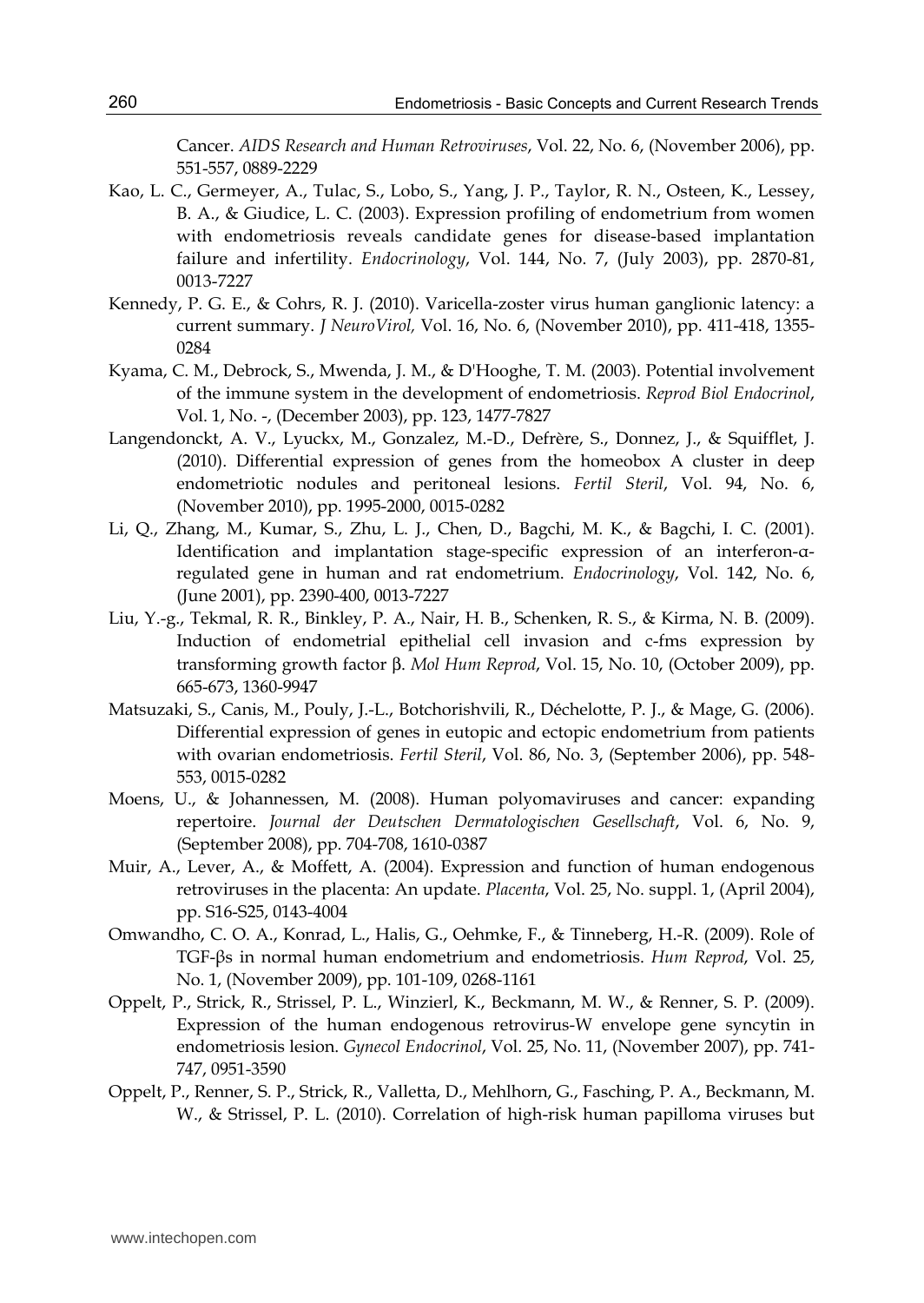Cancer. *AIDS Research and Human Retroviruses*, Vol. 22, No. 6, (November 2006), pp. 551-557, 0889-2229

Kao, L. C., Germeyer, A., Tulac, S., Lobo, S., Yang, J. P., Taylor, R. N., Osteen, K., Lessey, B. A., & Giudice, L. C. (2003). Expression profiling of endometrium from women with endometriosis reveals candidate genes for disease-based implantation failure and infertility. *Endocrinology*, Vol. 144, No. 7, (July 2003), pp. 2870-81, 0013-7227

Kennedy, P. G. E., & Cohrs, R. J. (2010). Varicella-zoster virus human ganglionic latency: a current summary. *J NeuroVirol,* Vol. 16, No. 6, (November 2010), pp. 411-418, 1355-0284

Kyama, C. M., Debrock, S., Mwenda, J. M., & D'Hooghe, T. M. (2003). Potential involvement of the immune system in the development of endometriosis. *Reprod Biol Endocrinol*, Vol. 1, No. -, (December 2003), pp. 123, 1477-7827

Langendonckt, A. V., Lyuckx, M., Gonzalez, M.-D., Defrère, S., Donnez, J., & Squifflet, J. (2010). Differential expression of genes from the homeobox A cluster in deep endometriotic nodules and peritoneal lesions. *Fertil Steril*, Vol. 94, No. 6, (November 2010), pp. 1995-2000, 0015-0282

Li, Q., Zhang, M., Kumar, S., Zhu, L. J., Chen, D., Bagchi, M. K., & Bagchi, I. C. (2001). Identification and implantation stage-specific expression of an interferon-α-regulated gene in human and rat endometrium. *Endocrinology*, Vol. 142, No. 6, (June 2001), pp. 2390-400, 0013-7227

Liu, Y.-g., Tekmal, R. R., Binkley, P. A., Nair, H. B., Schenken, R. S., & Kirma, N. B. (2009). Induction of endometrial epithelial cell invasion and c-fms expression by transforming growth factor β. *Mol Hum Reprod*, Vol. 15, No. 10, (October 2009), pp. 665-673, 1360-9947

Matsuzaki, S., Canis, M., Pouly, J.-L., Botchorishvili, R., Déchelotte, P. J., & Mage, G. (2006). Differential expression of genes in eutopic and ectopic endometrium from patients with ovarian endometriosis. *Fertil Steril*, Vol. 86, No. 3, (September 2006), pp. 548-553, 0015-0282

Moens, U., & Johannessen, M. (2008). Human polyomaviruses and cancer: expanding repertoire. *Journal der Deutschen Dermatologischen Gesellschaft*, Vol. 6, No. 9, (September 2008), pp. 704-708, 1610-0387

Muir, A., Lever, A., & Moffett, A. (2004). Expression and function of human endogenous retroviruses in the placenta: An update. *Placenta*, Vol. 25, No. suppl. 1, (April 2004), pp. S16-S25, 0143-4004

Omwandho, C. O. A., Konrad, L., Halis, G., Oehmke, F., & Tinneberg, H.-R. (2009). Role of TGF-βs in normal human endometrium and endometriosis. *Hum Reprod*, Vol. 25, No. 1, (November 2009), pp. 101-109, 0268-1161

Oppelt, P., Strick, R., Strissel, P. L., Winzierl, K., Beckmann, M. W., & Renner, S. P. (2009). Expression of the human endogenous retrovirus-W envelope gene syncytin in endometriosis lesion. *Gynecol Endocrinol*, Vol. 25, No. 11, (November 2007), pp. 741-747, 0951-3590

Oppelt, P., Renner, S. P., Strick, R., Valletta, D., Mehlhorn, G., Fasching, P. A., Beckmann, M. W., & Strissel, P. L. (2010). Correlation of high-risk human papilloma viruses but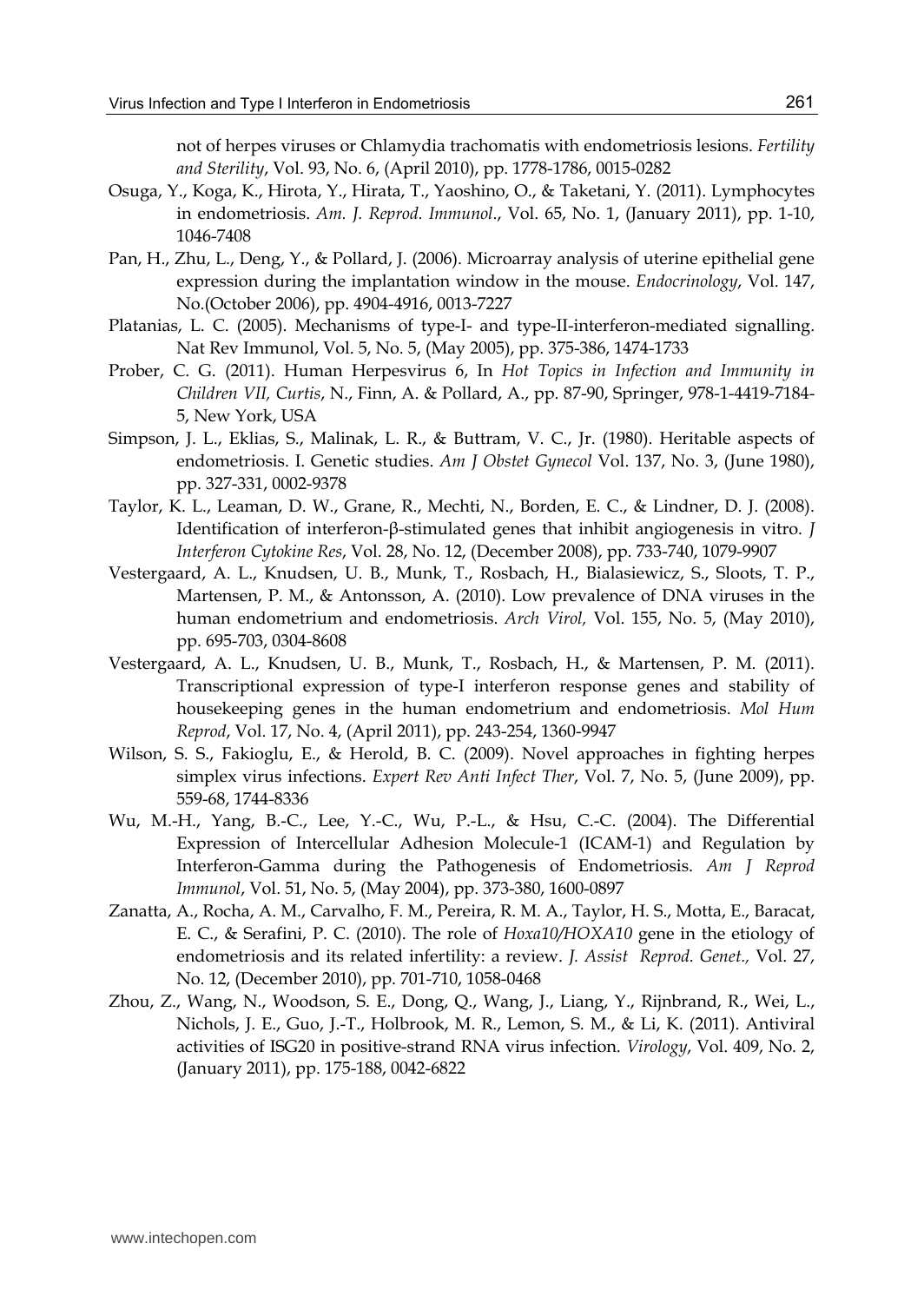not of herpes viruses or Chlamydia trachomatis with endometriosis lesions. *Fertility and Sterility*, Vol. 93, No. 6, (April 2010), pp. 1778-1786, 0015-0282

Osuga, Y., Koga, K., Hirota, Y., Hirata, T., Yaoshino, O., & Taketani, Y. (2011). Lymphocytes in endometriosis. *Am. J. Reprod. Immunol*., Vol. 65, No. 1, (January 2011), pp. 1-10, 1046-7408

Pan, H., Zhu, L., Deng, Y., & Pollard, J. (2006). Microarray analysis of uterine epithelial gene expression during the implantation window in the mouse. *Endocrinology*, Vol. 147, No.(October 2006), pp. 4904-4916, 0013-7227

Platanias, L. C. (2005). Mechanisms of type-I- and type-II-interferon-mediated signalling. Nat Rev Immunol, Vol. 5, No. 5, (May 2005), pp. 375-386, 1474-1733

Prober, C. G. (2011). Human Herpesvirus 6, In *Hot Topics in Infection and Immunity in Children VII, Curtis*, N., Finn, A. & Pollard, A., pp. 87-90, Springer, 978-1-4419-7184-5, New York, USA

Simpson, J. L., Eklias, S., Malinak, L. R., & Buttram, V. C., Jr. (1980). Heritable aspects of endometriosis. I. Genetic studies. *Am J Obstet Gynecol* Vol. 137, No. 3, (June 1980), pp. 327-331, 0002-9378

Taylor, K. L., Leaman, D. W., Grane, R., Mechti, N., Borden, E. C., & Lindner, D. J. (2008). Identification of interferon-β-stimulated genes that inhibit angiogenesis in vitro. *J Interferon Cytokine Res*, Vol. 28, No. 12, (December 2008), pp. 733-740, 1079-9907

Vestergaard, A. L., Knudsen, U. B., Munk, T., Rosbach, H., Bialasiewicz, S., Sloots, T. P., Martensen, P. M., & Antonsson, A. (2010). Low prevalence of DNA viruses in the human endometrium and endometriosis. *Arch Virol,* Vol. 155, No. 5, (May 2010), pp. 695-703, 0304-8608

Vestergaard, A. L., Knudsen, U. B., Munk, T., Rosbach, H., & Martensen, P. M. (2011). Transcriptional expression of type-I interferon response genes and stability of housekeeping genes in the human endometrium and endometriosis. *Mol Hum Reprod*, Vol. 17, No. 4, (April 2011), pp. 243-254, 1360-9947

Wilson, S. S., Fakioglu, E., & Herold, B. C. (2009). Novel approaches in fighting herpes simplex virus infections. *Expert Rev Anti Infect Ther*, Vol. 7, No. 5, (June 2009), pp. 559-68, 1744-8336

Wu, M.-H., Yang, B.-C., Lee, Y.-C., Wu, P.-L., & Hsu, C.-C. (2004). The Differential Expression of Intercellular Adhesion Molecule-1 (ICAM-1) and Regulation by Interferon-Gamma during the Pathogenesis of Endometriosis. *Am J Reprod Immunol*, Vol. 51, No. 5, (May 2004), pp. 373-380, 1600-0897

Zanatta, A., Rocha, A. M., Carvalho, F. M., Pereira, R. M. A., Taylor, H. S., Motta, E., Baracat, E. C., & Serafini, P. C. (2010). The role of *Hoxa10/HOXA10* gene in the etiology of endometriosis and its related infertility: a review. *J. Assist Reprod. Genet.,* Vol. 27, No. 12, (December 2010), pp. 701-710, 1058-0468

Zhou, Z., Wang, N., Woodson, S. E., Dong, Q., Wang, J., Liang, Y., Rijnbrand, R., Wei, L., Nichols, J. E., Guo, J.-T., Holbrook, M. R., Lemon, S. M., & Li, K. (2011). Antiviral activities of ISG20 in positive-strand RNA virus infection. *Virology*, Vol. 409, No. 2, (January 2011), pp. 175-188, 0042-6822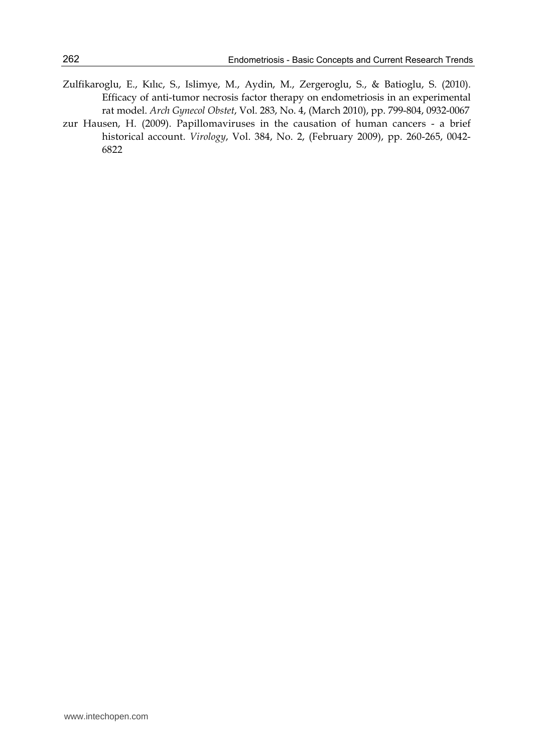Zulfikaroglu, E., Kılıc, S., Islimye, M., Aydin, M., Zergeroglu, S., & Batioglu, S. (2010). Efficacy of anti-tumor necrosis factor therapy on endometriosis in an experimental rat model. *Arch Gynecol Obstet*, Vol. 283, No. 4, (March 2010), pp. 799-804, 0932-0067

zur Hausen, H. (2009). Papillomaviruses in the causation of human cancers - a brief historical account. *Virology*, Vol. 384, No. 2, (February 2009), pp. 260-265, 0042-6822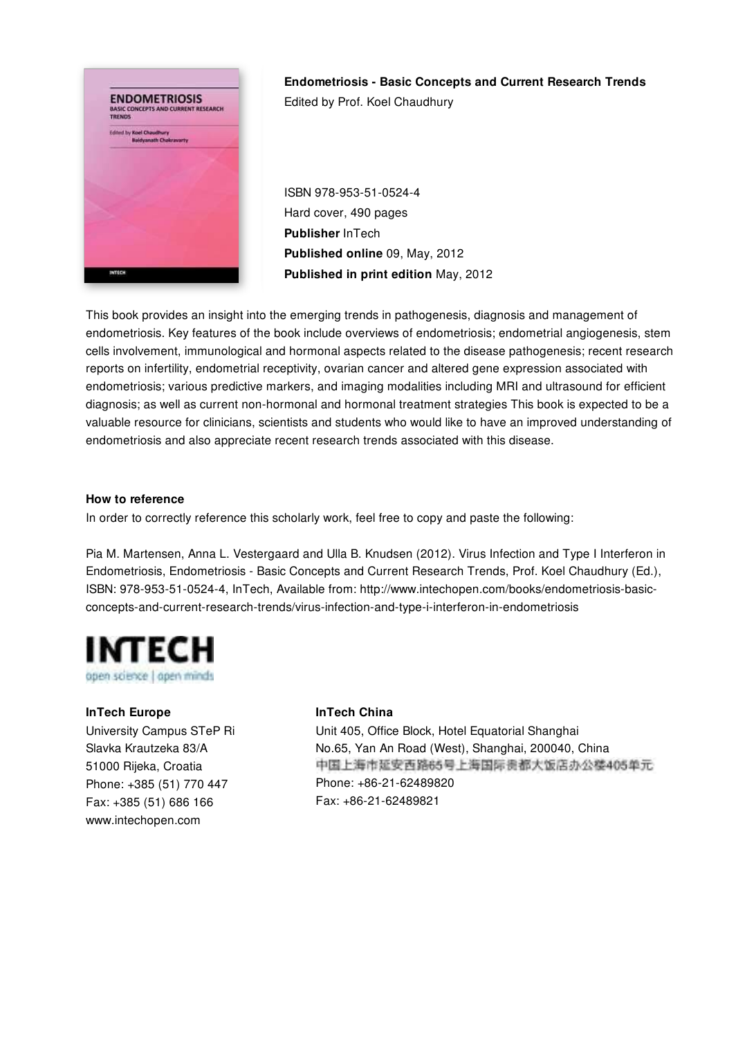**Endometriosis - Basic Concepts and Current Research Trends**
Edited by Prof. Koel Chaudhury

ISBN 978-953-51-0524-4
Hard cover, 490 pages
**Publisher** InTech
**Published online** 09, May, 2012
**Published in print edition** May, 2012

This book provides an insight into the emerging trends in pathogenesis, diagnosis and management of endometriosis. Key features of the book include overviews of endometriosis; endometrial angiogenesis, stem cells involvement, immunological and hormonal aspects related to the disease pathogenesis; recent research reports on infertility, endometrial receptivity, ovarian cancer and altered gene expression associated with endometriosis; various predictive markers, and imaging modalities including MRI and ultrasound for efficient diagnosis; as well as current non-hormonal and hormonal treatment strategies This book is expected to be a valuable resource for clinicians, scientists and students who would like to have an improved understanding of endometriosis and also appreciate recent research trends associated with this disease.

**How to reference**

In order to correctly reference this scholarly work, feel free to copy and paste the following:

Pia M. Martensen, Anna L. Vestergaard and Ulla B. Knudsen (2012). Virus Infection and Type I Interferon in Endometriosis, Endometriosis - Basic Concepts and Current Research Trends, Prof. Koel Chaudhury (Ed.), ISBN: 978-953-51-0524-4, InTech, Available from: http://www.intechopen.com/books/endometriosis-basic-concepts-and-current-research-trends/virus-infection-and-type-i-interferon-in-endometriosis

**INTECH**
open science | open minds

**InTech Europe**
University Campus STeP Ri
Slavka Krautzeka 83/A
51000 Rijeka, Croatia
Phone: +385 (51) 770 447
Fax: +385 (51) 686 166
www.intechopen.com

**InTech China**
Unit 405, Office Block, Hotel Equatorial Shanghai
No.65, Yan An Road (West), Shanghai, 200040, China
中国上海市延安西路65号上海国际贵都大饭店办公楼405单元
Phone: +86-21-62489820
Fax: +86-21-62489821